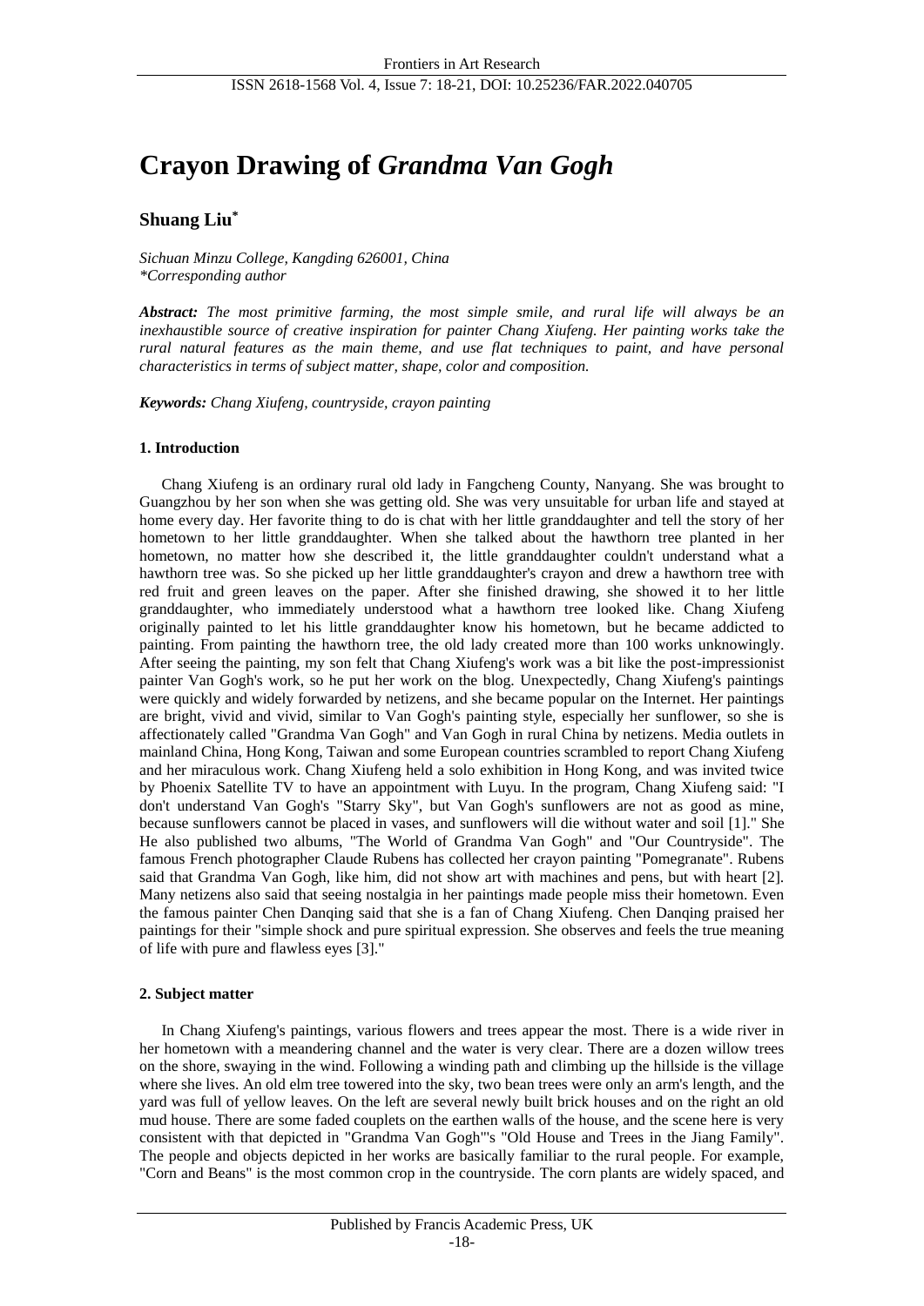# Crayon Drawing of *Grandma Van Gogh*

**Shuang Liu[*]**

*Sichuan Minzu College, Kangding 626001, China*
*\*Corresponding author*

***Abstract:*** *The most primitive farming, the most simple smile, and rural life will always be an inexhaustible source of creative inspiration for painter Chang Xiufeng. Her painting works take the rural natural features as the main theme, and use flat techniques to paint, and have personal characteristics in terms of subject matter, shape, color and composition.*

***Keywords:*** *Chang Xiufeng, countryside, crayon painting*

### 1. Introduction

Chang Xiufeng is an ordinary rural old lady in Fangcheng County, Nanyang. She was brought to Guangzhou by her son when she was getting old. She was very unsuitable for urban life and stayed at home every day. Her favorite thing to do is chat with her little granddaughter and tell the story of her hometown to her little granddaughter. When she talked about the hawthorn tree planted in her hometown, no matter how she described it, the little granddaughter couldn't understand what a hawthorn tree was. So she picked up her little granddaughter's crayon and drew a hawthorn tree with red fruit and green leaves on the paper. After she finished drawing, she showed it to her little granddaughter, who immediately understood what a hawthorn tree looked like. Chang Xiufeng originally painted to let his little granddaughter know his hometown, but he became addicted to painting. From painting the hawthorn tree, the old lady created more than 100 works unknowingly. After seeing the painting, my son felt that Chang Xiufeng's work was a bit like the post-impressionist painter Van Gogh's work, so he put her work on the blog. Unexpectedly, Chang Xiufeng's paintings were quickly and widely forwarded by netizens, and she became popular on the Internet. Her paintings are bright, vivid and vivid, similar to Van Gogh's painting style, especially her sunflower, so she is affectionately called "Grandma Van Gogh" and Van Gogh in rural China by netizens. Media outlets in mainland China, Hong Kong, Taiwan and some European countries scrambled to report Chang Xiufeng and her miraculous work. Chang Xiufeng held a solo exhibition in Hong Kong, and was invited twice by Phoenix Satellite TV to have an appointment with Luyu. In the program, Chang Xiufeng said: "I don't understand Van Gogh's "Starry Sky", but Van Gogh's sunflowers are not as good as mine, because sunflowers cannot be placed in vases, and sunflowers will die without water and soil [1]." She He also published two albums, "The World of Grandma Van Gogh" and "Our Countryside". The famous French photographer Claude Rubens has collected her crayon painting "Pomegranate". Rubens said that Grandma Van Gogh, like him, did not show art with machines and pens, but with heart [2]. Many netizens also said that seeing nostalgia in her paintings made people miss their hometown. Even the famous painter Chen Danqing said that she is a fan of Chang Xiufeng. Chen Danqing praised her paintings for their "simple shock and pure spiritual expression. She observes and feels the true meaning of life with pure and flawless eyes [3]."

### 2. Subject matter

In Chang Xiufeng's paintings, various flowers and trees appear the most. There is a wide river in her hometown with a meandering channel and the water is very clear. There are a dozen willow trees on the shore, swaying in the wind. Following a winding path and climbing up the hillside is the village where she lives. An old elm tree towered into the sky, two bean trees were only an arm's length, and the yard was full of yellow leaves. On the left are several newly built brick houses and on the right an old mud house. There are some faded couplets on the earthen walls of the house, and the scene here is very consistent with that depicted in "Grandma Van Gogh"'s "Old House and Trees in the Jiang Family". The people and objects depicted in her works are basically familiar to the rural people. For example, "Corn and Beans" is the most common crop in the countryside. The corn plants are widely spaced, and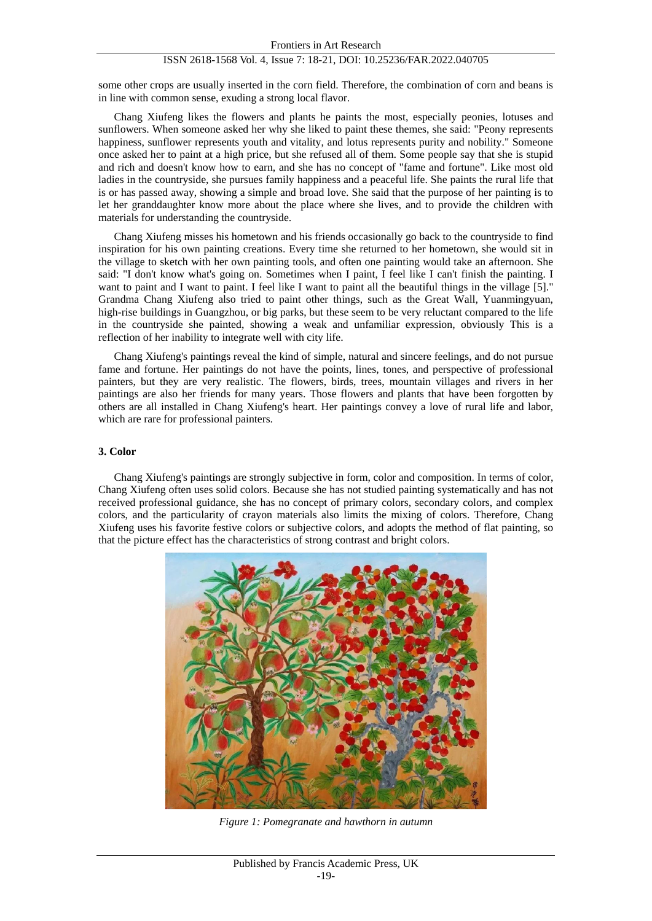some other crops are usually inserted in the corn field. Therefore, the combination of corn and beans is in line with common sense, exuding a strong local flavor.

Chang Xiufeng likes the flowers and plants he paints the most, especially peonies, lotuses and sunflowers. When someone asked her why she liked to paint these themes, she said: "Peony represents happiness, sunflower represents youth and vitality, and lotus represents purity and nobility." Someone once asked her to paint at a high price, but she refused all of them. Some people say that she is stupid and rich and doesn't know how to earn, and she has no concept of "fame and fortune". Like most old ladies in the countryside, she pursues family happiness and a peaceful life. She paints the rural life that is or has passed away, showing a simple and broad love. She said that the purpose of her painting is to let her granddaughter know more about the place where she lives, and to provide the children with materials for understanding the countryside.

Chang Xiufeng misses his hometown and his friends occasionally go back to the countryside to find inspiration for his own painting creations. Every time she returned to her hometown, she would sit in the village to sketch with her own painting tools, and often one painting would take an afternoon. She said: "I don't know what's going on. Sometimes when I paint, I feel like I can't finish the painting. I want to paint and I want to paint. I feel like I want to paint all the beautiful things in the village [5]." Grandma Chang Xiufeng also tried to paint other things, such as the Great Wall, Yuanmingyuan, high-rise buildings in Guangzhou, or big parks, but these seem to be very reluctant compared to the life in the countryside she painted, showing a weak and unfamiliar expression, obviously This is a reflection of her inability to integrate well with city life.

Chang Xiufeng's paintings reveal the kind of simple, natural and sincere feelings, and do not pursue fame and fortune. Her paintings do not have the points, lines, tones, and perspective of professional painters, but they are very realistic. The flowers, birds, trees, mountain villages and rivers in her paintings are also her friends for many years. Those flowers and plants that have been forgotten by others are all installed in Chang Xiufeng's heart. Her paintings convey a love of rural life and labor, which are rare for professional painters.

## 3. Color

Chang Xiufeng's paintings are strongly subjective in form, color and composition. In terms of color, Chang Xiufeng often uses solid colors. Because she has not studied painting systematically and has not received professional guidance, she has no concept of primary colors, secondary colors, and complex colors, and the particularity of crayon materials also limits the mixing of colors. Therefore, Chang Xiufeng uses his favorite festive colors or subjective colors, and adopts the method of flat painting, so that the picture effect has the characteristics of strong contrast and bright colors.

*Figure 1: Pomegranate and hawthorn in autumn*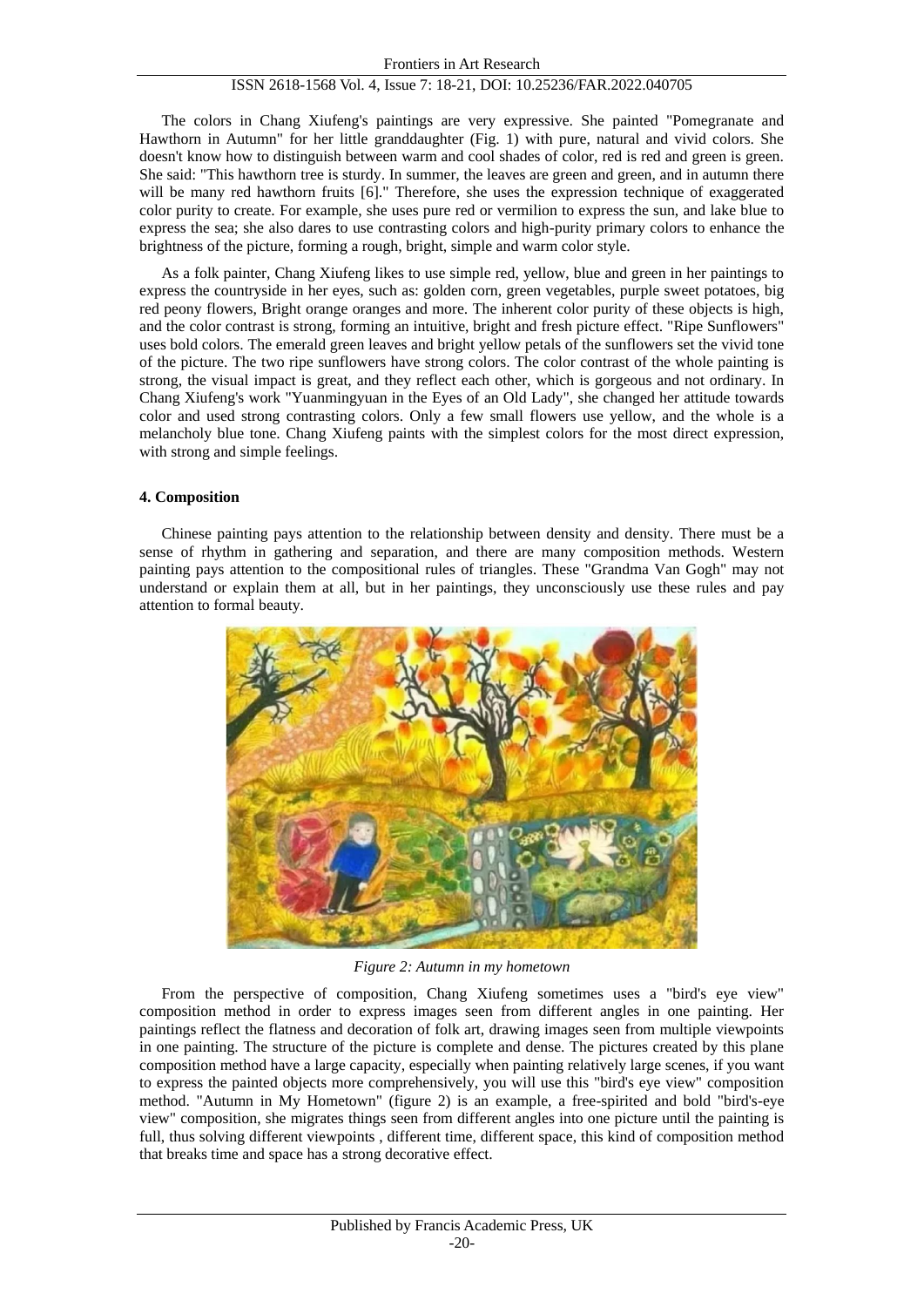The colors in Chang Xiufeng's paintings are very expressive. She painted "Pomegranate and Hawthorn in Autumn" for her little granddaughter (Fig. 1) with pure, natural and vivid colors. She doesn't know how to distinguish between warm and cool shades of color, red is red and green is green. She said: "This hawthorn tree is sturdy. In summer, the leaves are green and green, and in autumn there will be many red hawthorn fruits [6]." Therefore, she uses the expression technique of exaggerated color purity to create. For example, she uses pure red or vermilion to express the sun, and lake blue to express the sea; she also dares to use contrasting colors and high-purity primary colors to enhance the brightness of the picture, forming a rough, bright, simple and warm color style.

As a folk painter, Chang Xiufeng likes to use simple red, yellow, blue and green in her paintings to express the countryside in her eyes, such as: golden corn, green vegetables, purple sweet potatoes, big red peony flowers, Bright orange oranges and more. The inherent color purity of these objects is high, and the color contrast is strong, forming an intuitive, bright and fresh picture effect. "Ripe Sunflowers" uses bold colors. The emerald green leaves and bright yellow petals of the sunflowers set the vivid tone of the picture. The two ripe sunflowers have strong colors. The color contrast of the whole painting is strong, the visual impact is great, and they reflect each other, which is gorgeous and not ordinary. In Chang Xiufeng's work "Yuanmingyuan in the Eyes of an Old Lady", she changed her attitude towards color and used strong contrasting colors. Only a few small flowers use yellow, and the whole is a melancholy blue tone. Chang Xiufeng paints with the simplest colors for the most direct expression, with strong and simple feelings.

## 4. Composition

Chinese painting pays attention to the relationship between density and density. There must be a sense of rhythm in gathering and separation, and there are many composition methods. Western painting pays attention to the compositional rules of triangles. These "Grandma Van Gogh" may not understand or explain them at all, but in her paintings, they unconsciously use these rules and pay attention to formal beauty.

*Figure 2: Autumn in my hometown*

From the perspective of composition, Chang Xiufeng sometimes uses a "bird's eye view" composition method in order to express images seen from different angles in one painting. Her paintings reflect the flatness and decoration of folk art, drawing images seen from multiple viewpoints in one painting. The structure of the picture is complete and dense. The pictures created by this plane composition method have a large capacity, especially when painting relatively large scenes, if you want to express the painted objects more comprehensively, you will use this "bird's eye view" composition method. "Autumn in My Hometown" (figure 2) is an example, a free-spirited and bold "bird's-eye view" composition, she migrates things seen from different angles into one picture until the painting is full, thus solving different viewpoints , different time, different space, this kind of composition method that breaks time and space has a strong decorative effect.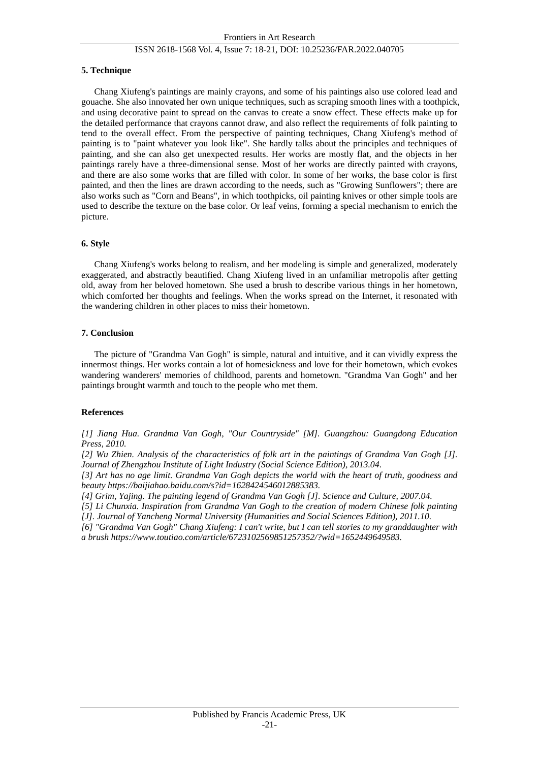## 5. Technique

Chang Xiufeng's paintings are mainly crayons, and some of his paintings also use colored lead and gouache. She also innovated her own unique techniques, such as scraping smooth lines with a toothpick, and using decorative paint to spread on the canvas to create a snow effect. These effects make up for the detailed performance that crayons cannot draw, and also reflect the requirements of folk painting to tend to the overall effect. From the perspective of painting techniques, Chang Xiufeng's method of painting is to "paint whatever you look like". She hardly talks about the principles and techniques of painting, and she can also get unexpected results. Her works are mostly flat, and the objects in her paintings rarely have a three-dimensional sense. Most of her works are directly painted with crayons, and there are also some works that are filled with color. In some of her works, the base color is first painted, and then the lines are drawn according to the needs, such as "Growing Sunflowers"; there are also works such as "Corn and Beans", in which toothpicks, oil painting knives or other simple tools are used to describe the texture on the base color. Or leaf veins, forming a special mechanism to enrich the picture.

## 6. Style

Chang Xiufeng's works belong to realism, and her modeling is simple and generalized, moderately exaggerated, and abstractly beautified. Chang Xiufeng lived in an unfamiliar metropolis after getting old, away from her beloved hometown. She used a brush to describe various things in her hometown, which comforted her thoughts and feelings. When the works spread on the Internet, it resonated with the wandering children in other places to miss their hometown.

## 7. Conclusion

The picture of "Grandma Van Gogh" is simple, natural and intuitive, and it can vividly express the innermost things. Her works contain a lot of homesickness and love for their hometown, which evokes wandering wanderers' memories of childhood, parents and hometown. "Grandma Van Gogh" and her paintings brought warmth and touch to the people who met them.

## References

*[1] Jiang Hua. Grandma Van Gogh, "Our Countryside" [M]. Guangzhou: Guangdong Education Press, 2010.*

*[2] Wu Zhien. Analysis of the characteristics of folk art in the paintings of Grandma Van Gogh [J]. Journal of Zhengzhou Institute of Light Industry (Social Science Edition), 2013.04.*

*[3] Art has no age limit. Grandma Van Gogh depicts the world with the heart of truth, goodness and beauty https://baijiahao.baidu.com/s?id=1628424546012885383.*

*[4] Grim, Yajing. The painting legend of Grandma Van Gogh [J]. Science and Culture, 2007.04.*

*[5] Li Chunxia. Inspiration from Grandma Van Gogh to the creation of modern Chinese folk painting [J]. Journal of Yancheng Normal University (Humanities and Social Sciences Edition), 2011.10.*

*[6] "Grandma Van Gogh" Chang Xiufeng: I can't write, but I can tell stories to my granddaughter with a brush https://www.toutiao.com/article/6723102569851257352/?wid=1652449649583.*